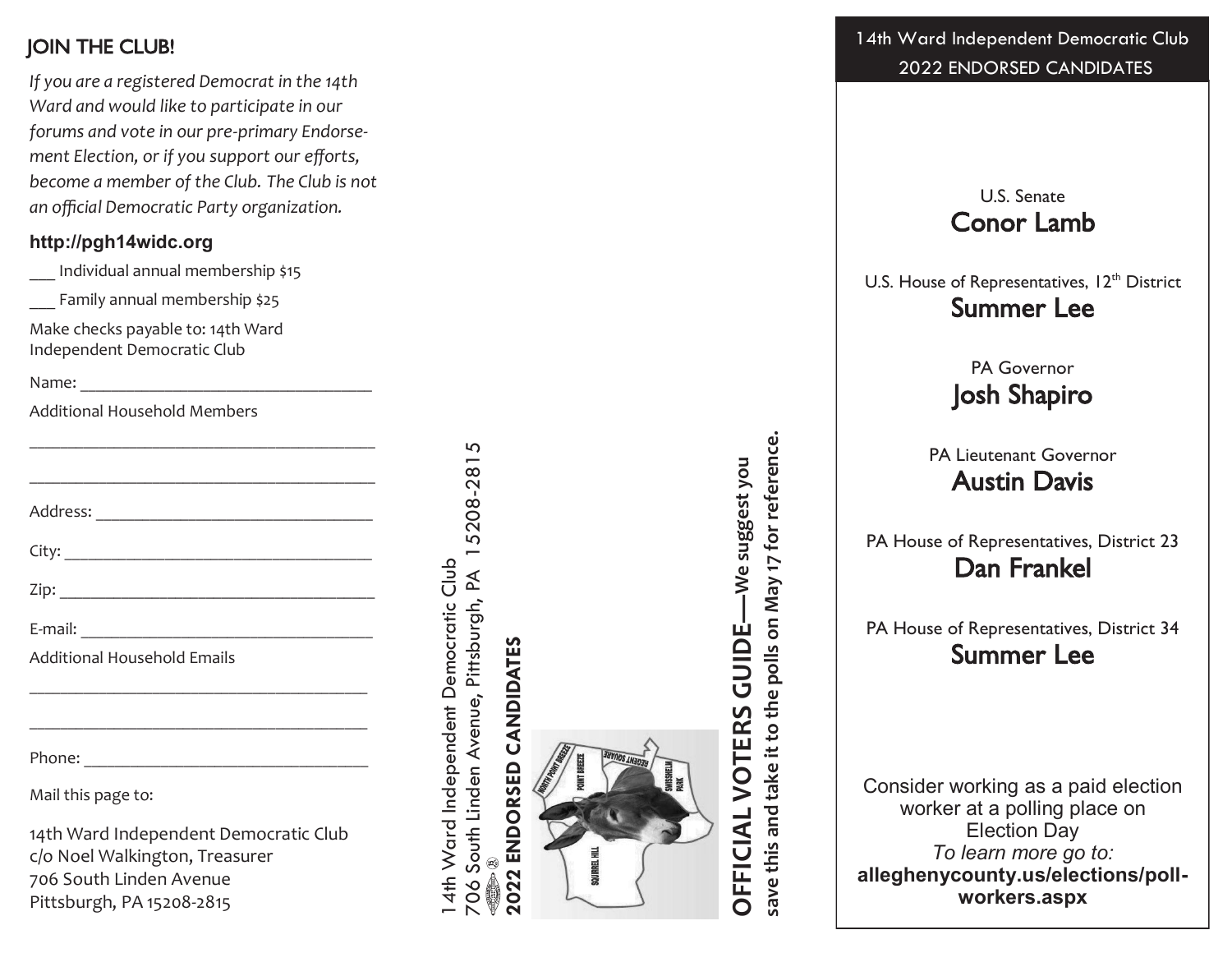## JOIN THE CLUB!

*If you are a registered Democrat in the 14th Ward and would like to participate in our forums and vote in our pre-primary Endorsement Election, or if you support our efforts, become a member of the Club. The Club is not an official Democratic Party organization.*

**http://pgh14widc.org**

___ Individual annual membership $15

___ Family annual membership $25

Make checks payable to: 14th Ward Independent Democratic Club

Name: ___________________________________

Additional Household Members

___________________________________________

___________________________________________

Address: _________________________________

City: _____________________________________

Zip: ______________________________________

E-mail: ___________________________________

Additional Household Emails

___________________________________________

___________________________________________

Phone: ___________________________________

Mail this page to:

14th Ward Independent Democratic Club
c/o Noel Walkington, Treasurer
706 South Linden Avenue
Pittsburgh, PA 15208-2815

14th Ward Independent Democratic Club
706 South Linden Avenue, Pittsburgh, PA 15208-2815

**2022 ENDORSED CANDIDATES**

**OFFICIAL VOTERS GUIDE**—We suggest you **save this and take it to the polls on May 17 for reference.**

14th Ward Independent Democratic Club
2022 ENDORSED CANDIDATES

U.S. Senate
**Conor Lamb**

U.S. House of Representatives, 12th District
**Summer Lee**

PA Governor
**Josh Shapiro**

PA Lieutenant Governor
**Austin Davis**

PA House of Representatives, District 23
**Dan Frankel**

PA House of Representatives, District 34
**Summer Lee**

Consider working as a paid election worker at a polling place on Election Day
*To learn more go to:*
**alleghenycounty.us/elections/poll-workers.aspx**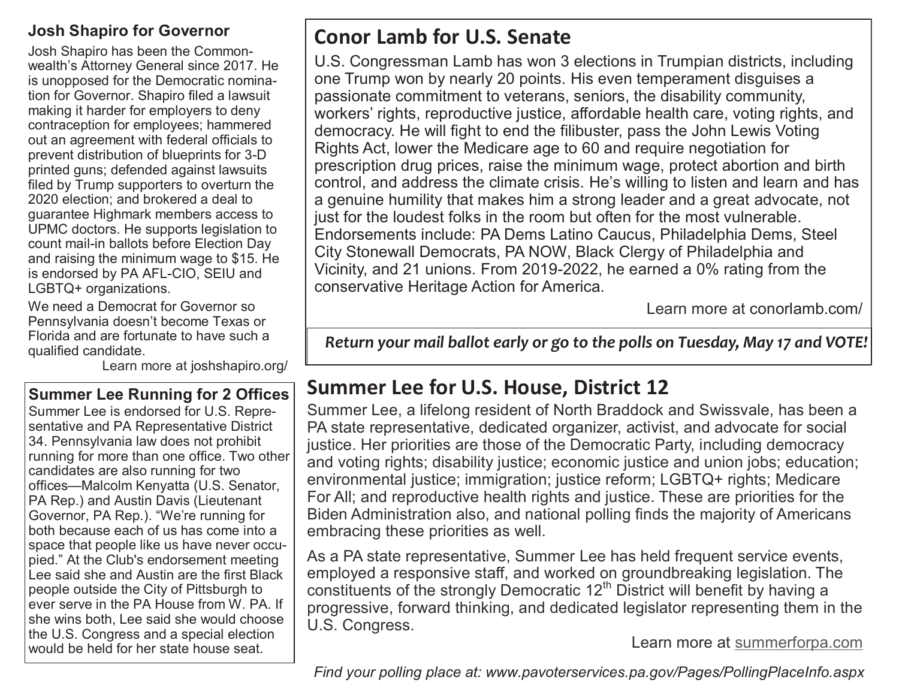## Josh Shapiro for Governor

Josh Shapiro has been the Commonwealth's Attorney General since 2017. He is unopposed for the Democratic nomination for Governor. Shapiro filed a lawsuit making it harder for employers to deny contraception for employees; hammered out an agreement with federal officials to prevent distribution of blueprints for 3-D printed guns; defended against lawsuits filed by Trump supporters to overturn the 2020 election; and brokered a deal to guarantee Highmark members access to UPMC doctors. He supports legislation to count mail-in ballots before Election Day and raising the minimum wage to $15. He is endorsed by PA AFL-CIO, SEIU and LGBTQ+ organizations.

We need a Democrat for Governor so Pennsylvania doesn't become Texas or Florida and are fortunate to have such a qualified candidate.

Learn more at joshshapiro.org/

## Summer Lee Running for 2 Offices

Summer Lee is endorsed for U.S. Representative and PA Representative District 34. Pennsylvania law does not prohibit running for more than one office. Two other candidates are also running for two offices—Malcolm Kenyatta (U.S. Senator, PA Rep.) and Austin Davis (Lieutenant Governor, PA Rep.). "We're running for both because each of us has come into a space that people like us have never occupied." At the Club's endorsement meeting Lee said she and Austin are the first Black people outside the City of Pittsburgh to ever serve in the PA House from W. PA. If she wins both, Lee said she would choose the U.S. Congress and a special election would be held for her state house seat.

## Conor Lamb for U.S. Senate

U.S. Congressman Lamb has won 3 elections in Trumpian districts, including one Trump won by nearly 20 points. His even temperament disguises a passionate commitment to veterans, seniors, the disability community, workers' rights, reproductive justice, affordable health care, voting rights, and democracy. He will fight to end the filibuster, pass the John Lewis Voting Rights Act, lower the Medicare age to 60 and require negotiation for prescription drug prices, raise the minimum wage, protect abortion and birth control, and address the climate crisis. He's willing to listen and learn and has a genuine humility that makes him a strong leader and a great advocate, not just for the loudest folks in the room but often for the most vulnerable. Endorsements include: PA Dems Latino Caucus, Philadelphia Dems, Steel City Stonewall Democrats, PA NOW, Black Clergy of Philadelphia and Vicinity, and 21 unions. From 2019-2022, he earned a 0% rating from the conservative Heritage Action for America.

Learn more at conorlamb.com/

***Return your mail ballot early or go to the polls on Tuesday, May 17 and VOTE!***

## Summer Lee for U.S. House, District 12

Summer Lee, a lifelong resident of North Braddock and Swissvale, has been a PA state representative, dedicated organizer, activist, and advocate for social justice. Her priorities are those of the Democratic Party, including democracy and voting rights; disability justice; economic justice and union jobs; education; environmental justice; immigration; justice reform; LGBTQ+ rights; Medicare For All; and reproductive health rights and justice. These are priorities for the Biden Administration also, and national polling finds the majority of Americans embracing these priorities as well.

As a PA state representative, Summer Lee has held frequent service events, employed a responsive staff, and worked on groundbreaking legislation. The constituents of the strongly Democratic 12th District will benefit by having a progressive, forward thinking, and dedicated legislator representing them in the U.S. Congress.

Learn more at summerforpa.com

*Find your polling place at: www.pavoterservices.pa.gov/Pages/PollingPlaceInfo.aspx*